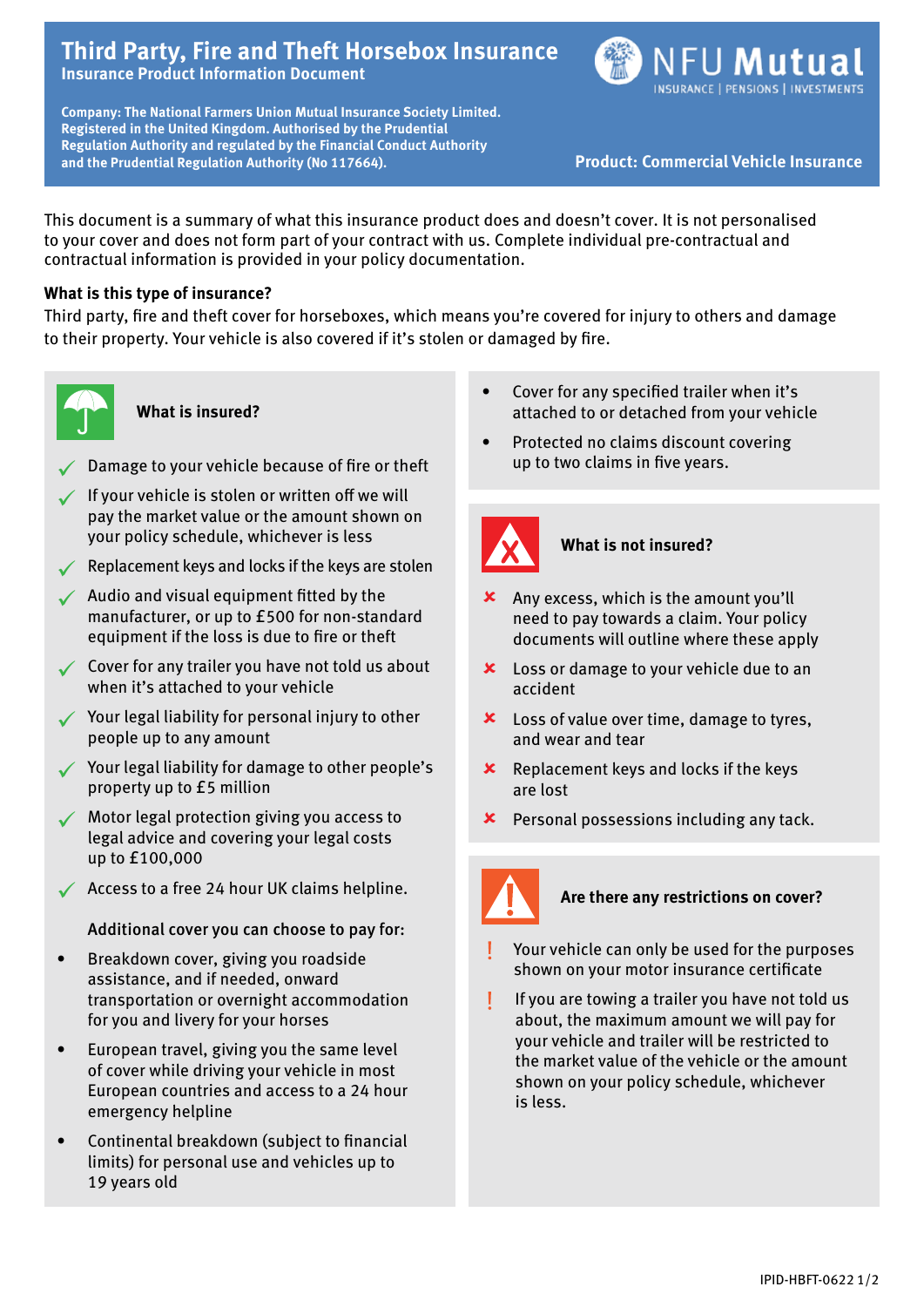# Third Party, Fire and Theft Horsebox Insurance

**Insurance Product Information Document**

NFU Mutual — INSURANCE | PENSIONS | INVESTMENTS

**Company: The National Farmers Union Mutual Insurance Society Limited. Registered in the United Kingdom. Authorised by the Prudential Regulation Authority and regulated by the Financial Conduct Authority and the Prudential Regulation Authority (No 117664).**

**Product: Commercial Vehicle Insurance**

This document is a summary of what this insurance product does and doesn't cover. It is not personalised to your cover and does not form part of your contract with us. Complete individual pre-contractual and contractual information is provided in your policy documentation.

**What is this type of insurance?**

Third party, fire and theft cover for horseboxes, which means you're covered for injury to others and damage to their property. Your vehicle is also covered if it's stolen or damaged by fire.

## What is insured?

- ✓ Damage to your vehicle because of fire or theft
- ✓ If your vehicle is stolen or written off we will pay the market value or the amount shown on your policy schedule, whichever is less
- ✓ Replacement keys and locks if the keys are stolen
- ✓ Audio and visual equipment fitted by the manufacturer, or up to £500 for non-standard equipment if the loss is due to fire or theft
- ✓ Cover for any trailer you have not told us about when it's attached to your vehicle
- ✓ Your legal liability for personal injury to other people up to any amount
- ✓ Your legal liability for damage to other people's property up to £5 million
- ✓ Motor legal protection giving you access to legal advice and covering your legal costs up to £100,000
- ✓ Access to a free 24 hour UK claims helpline.

**Additional cover you can choose to pay for:**

- Breakdown cover, giving you roadside assistance, and if needed, onward transportation or overnight accommodation for you and livery for your horses
- European travel, giving you the same level of cover while driving your vehicle in most European countries and access to a 24 hour emergency helpline
- Continental breakdown (subject to financial limits) for personal use and vehicles up to 19 years old
- Cover for any specified trailer when it's attached to or detached from your vehicle
- Protected no claims discount covering up to two claims in five years.

## What is not insured?

- ✗ Any excess, which is the amount you'll need to pay towards a claim. Your policy documents will outline where these apply
- ✗ Loss or damage to your vehicle due to an accident
- ✗ Loss of value over time, damage to tyres, and wear and tear
- ✗ Replacement keys and locks if the keys are lost
- ✗ Personal possessions including any tack.

## Are there any restrictions on cover?

- ! Your vehicle can only be used for the purposes shown on your motor insurance certificate
- ! If you are towing a trailer you have not told us about, the maximum amount we will pay for your vehicle and trailer will be restricted to the market value of the vehicle or the amount shown on your policy schedule, whichever is less.

IPID-HBFT-0622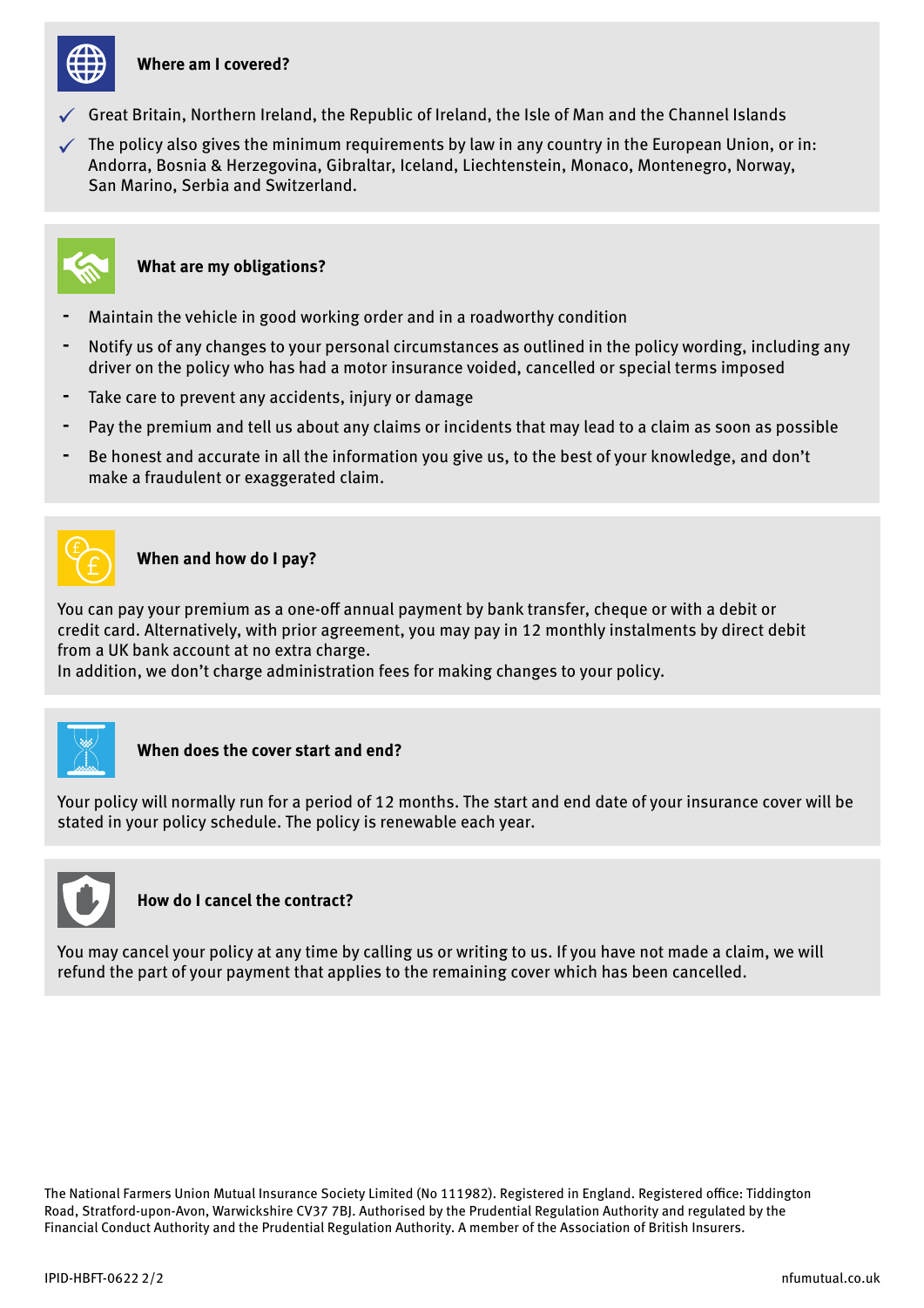## Where am I covered?

- ✓ Great Britain, Northern Ireland, the Republic of Ireland, the Isle of Man and the Channel Islands
- ✓ The policy also gives the minimum requirements by law in any country in the European Union, or in: Andorra, Bosnia & Herzegovina, Gibraltar, Iceland, Liechtenstein, Monaco, Montenegro, Norway, San Marino, Serbia and Switzerland.

## What are my obligations?

- Maintain the vehicle in good working order and in a roadworthy condition
- Notify us of any changes to your personal circumstances as outlined in the policy wording, including any driver on the policy who has had a motor insurance voided, cancelled or special terms imposed
- Take care to prevent any accidents, injury or damage
- Pay the premium and tell us about any claims or incidents that may lead to a claim as soon as possible
- Be honest and accurate in all the information you give us, to the best of your knowledge, and don't make a fraudulent or exaggerated claim.

## When and how do I pay?

You can pay your premium as a one-off annual payment by bank transfer, cheque or with a debit or credit card. Alternatively, with prior agreement, you may pay in 12 monthly instalments by direct debit from a UK bank account at no extra charge.
In addition, we don't charge administration fees for making changes to your policy.

## When does the cover start and end?

Your policy will normally run for a period of 12 months. The start and end date of your insurance cover will be stated in your policy schedule. The policy is renewable each year.

## How do I cancel the contract?

You may cancel your policy at any time by calling us or writing to us. If you have not made a claim, we will refund the part of your payment that applies to the remaining cover which has been cancelled.

The National Farmers Union Mutual Insurance Society Limited (No 111982). Registered in England. Registered office: Tiddington Road, Stratford-upon-Avon, Warwickshire CV37 7BJ. Authorised by the Prudential Regulation Authority and regulated by the Financial Conduct Authority and the Prudential Regulation Authority. A member of the Association of British Insurers.

IPID-HBFT-0622 2/2

nfumutual.co.uk